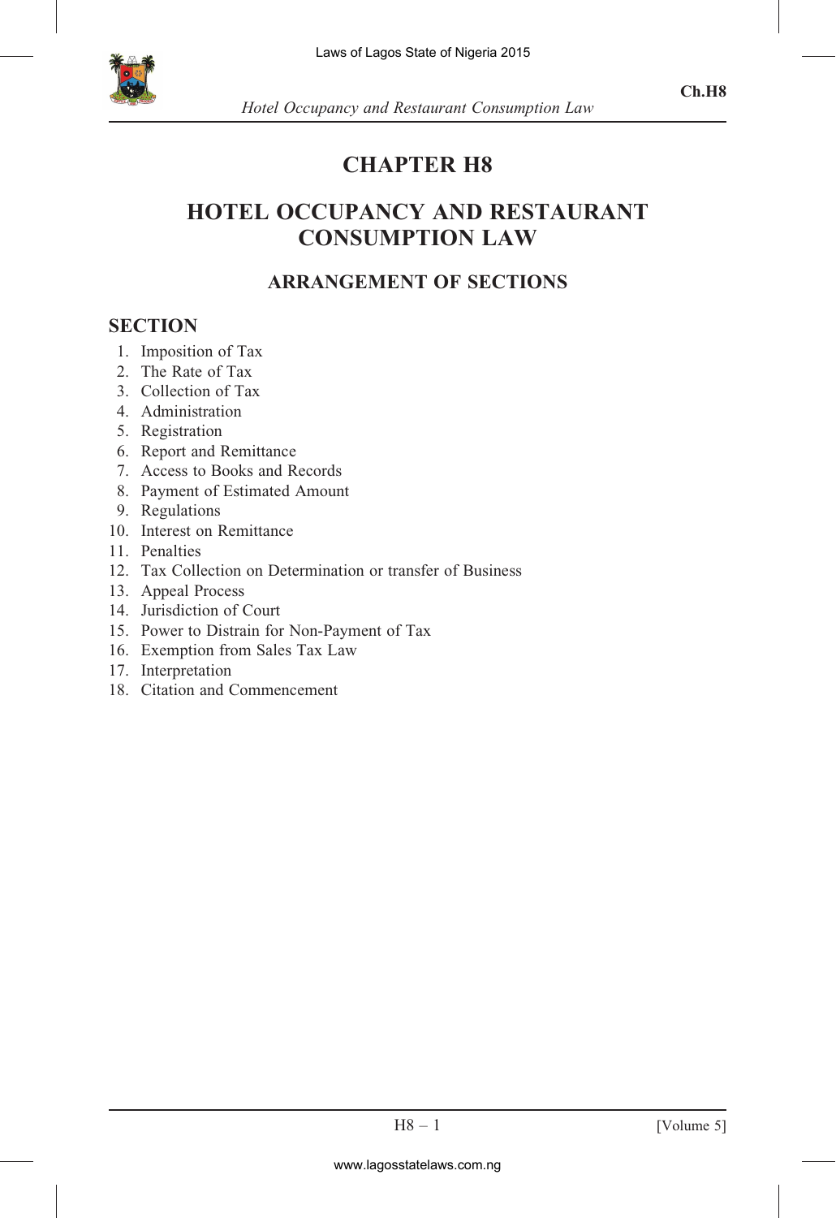# CHAPTER H8

# HOTEL OCCUPANCY AND RESTAURANT CONSUMPTION LAW

## ARRANGEMENT OF SECTIONS

### SECTION

1. Imposition of Tax
2. The Rate of Tax
3. Collection of Tax
4. Administration
5. Registration
6. Report and Remittance
7. Access to Books and Records
8. Payment of Estimated Amount
9. Regulations
10. Interest on Remittance
11. Penalties
12. Tax Collection on Determination or transfer of Business
13. Appeal Process
14. Jurisdiction of Court
15. Power to Distrain for Non-Payment of Tax
16. Exemption from Sales Tax Law
17. Interpretation
18. Citation and Commencement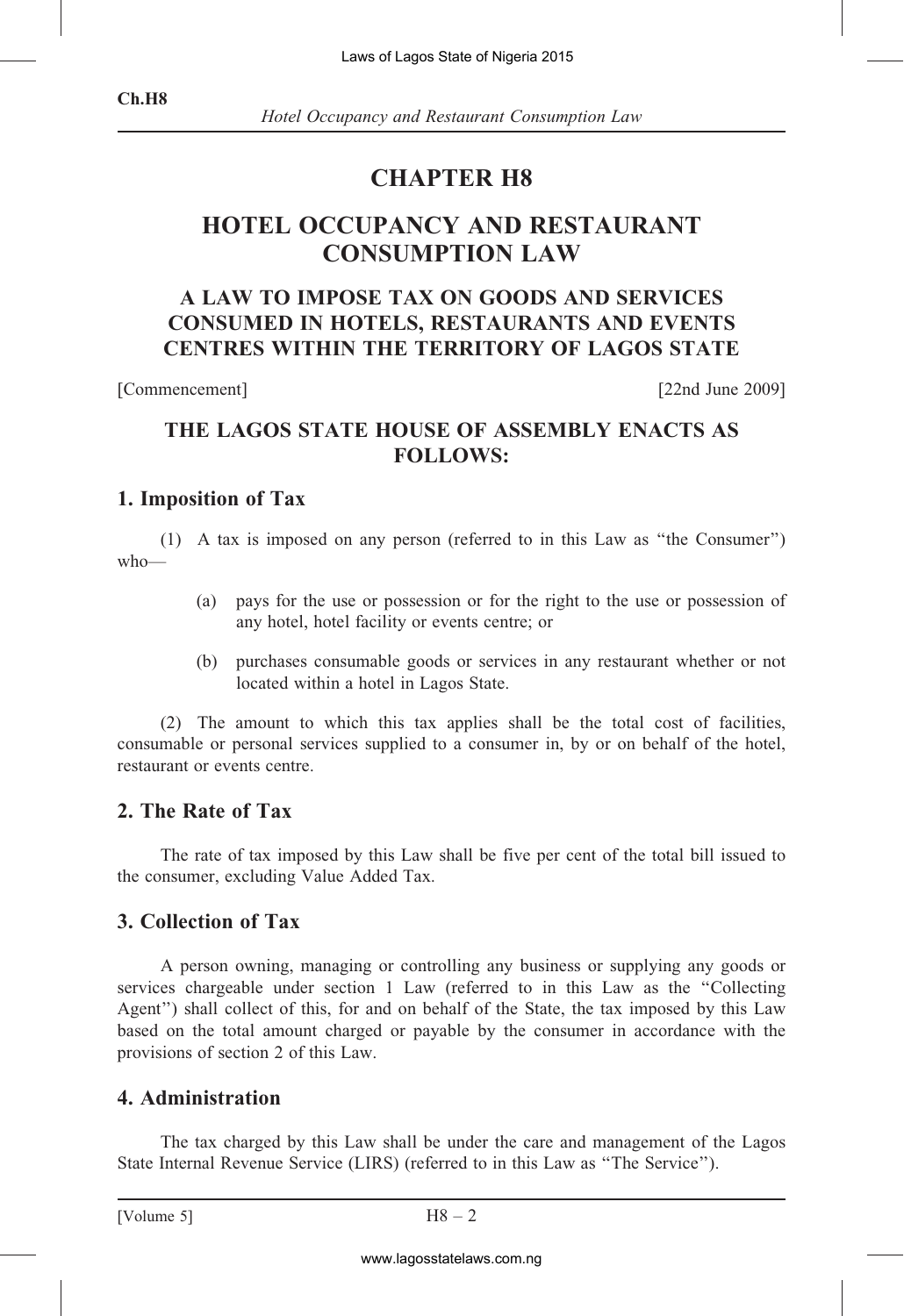# CHAPTER H8

# HOTEL OCCUPANCY AND RESTAURANT CONSUMPTION LAW

## A LAW TO IMPOSE TAX ON GOODS AND SERVICES CONSUMED IN HOTELS, RESTAURANTS AND EVENTS CENTRES WITHIN THE TERRITORY OF LAGOS STATE

[Commencement] [22nd June 2009]

## THE LAGOS STATE HOUSE OF ASSEMBLY ENACTS AS FOLLOWS:

### 1. Imposition of Tax

(1) A tax is imposed on any person (referred to in this Law as "the Consumer") who—

(a) pays for the use or possession or for the right to the use or possession of any hotel, hotel facility or events centre; or

(b) purchases consumable goods or services in any restaurant whether or not located within a hotel in Lagos State.

(2) The amount to which this tax applies shall be the total cost of facilities, consumable or personal services supplied to a consumer in, by or on behalf of the hotel, restaurant or events centre.

### 2. The Rate of Tax

The rate of tax imposed by this Law shall be five per cent of the total bill issued to the consumer, excluding Value Added Tax.

### 3. Collection of Tax

A person owning, managing or controlling any business or supplying any goods or services chargeable under section 1 Law (referred to in this Law as the "Collecting Agent") shall collect of this, for and on behalf of the State, the tax imposed by this Law based on the total amount charged or payable by the consumer in accordance with the provisions of section 2 of this Law.

### 4. Administration

The tax charged by this Law shall be under the care and management of the Lagos State Internal Revenue Service (LIRS) (referred to in this Law as "The Service").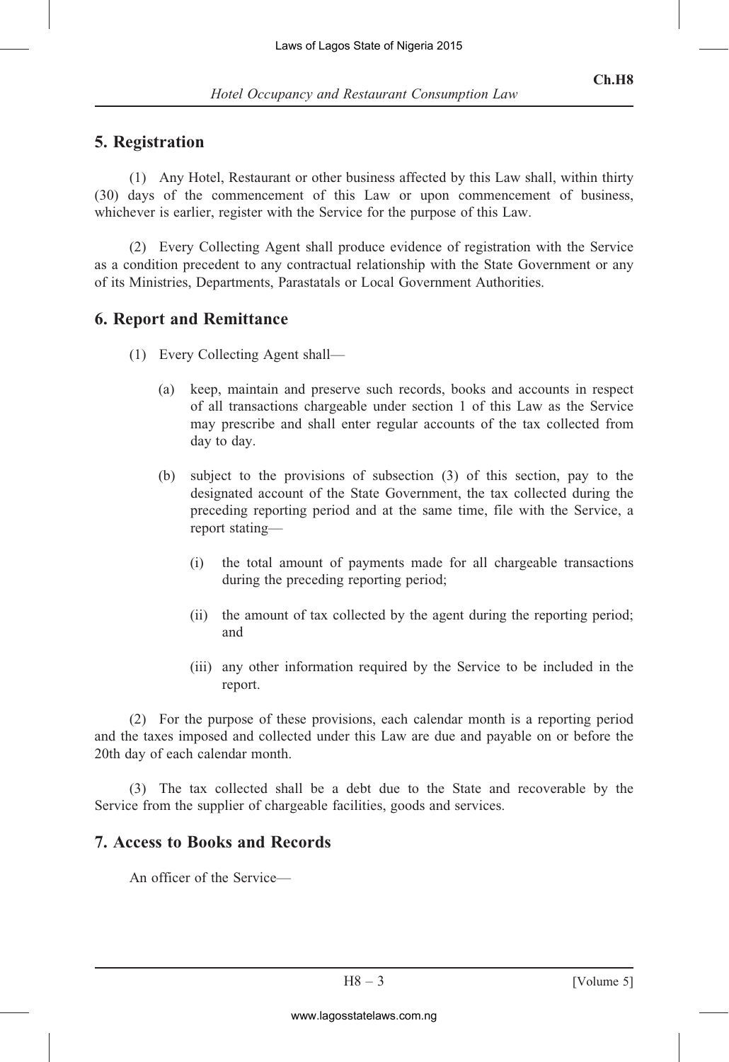## 5. Registration

(1) Any Hotel, Restaurant or other business affected by this Law shall, within thirty (30) days of the commencement of this Law or upon commencement of business, whichever is earlier, register with the Service for the purpose of this Law.

(2) Every Collecting Agent shall produce evidence of registration with the Service as a condition precedent to any contractual relationship with the State Government or any of its Ministries, Departments, Parastatals or Local Government Authorities.

## 6. Report and Remittance

(1) Every Collecting Agent shall—

- (a) keep, maintain and preserve such records, books and accounts in respect of all transactions chargeable under section 1 of this Law as the Service may prescribe and shall enter regular accounts of the tax collected from day to day.
- (b) subject to the provisions of subsection (3) of this section, pay to the designated account of the State Government, the tax collected during the preceding reporting period and at the same time, file with the Service, a report stating—
  - (i) the total amount of payments made for all chargeable transactions during the preceding reporting period;
  - (ii) the amount of tax collected by the agent during the reporting period; and
  - (iii) any other information required by the Service to be included in the report.

(2) For the purpose of these provisions, each calendar month is a reporting period and the taxes imposed and collected under this Law are due and payable on or before the 20th day of each calendar month.

(3) The tax collected shall be a debt due to the State and recoverable by the Service from the supplier of chargeable facilities, goods and services.

## 7. Access to Books and Records

An officer of the Service—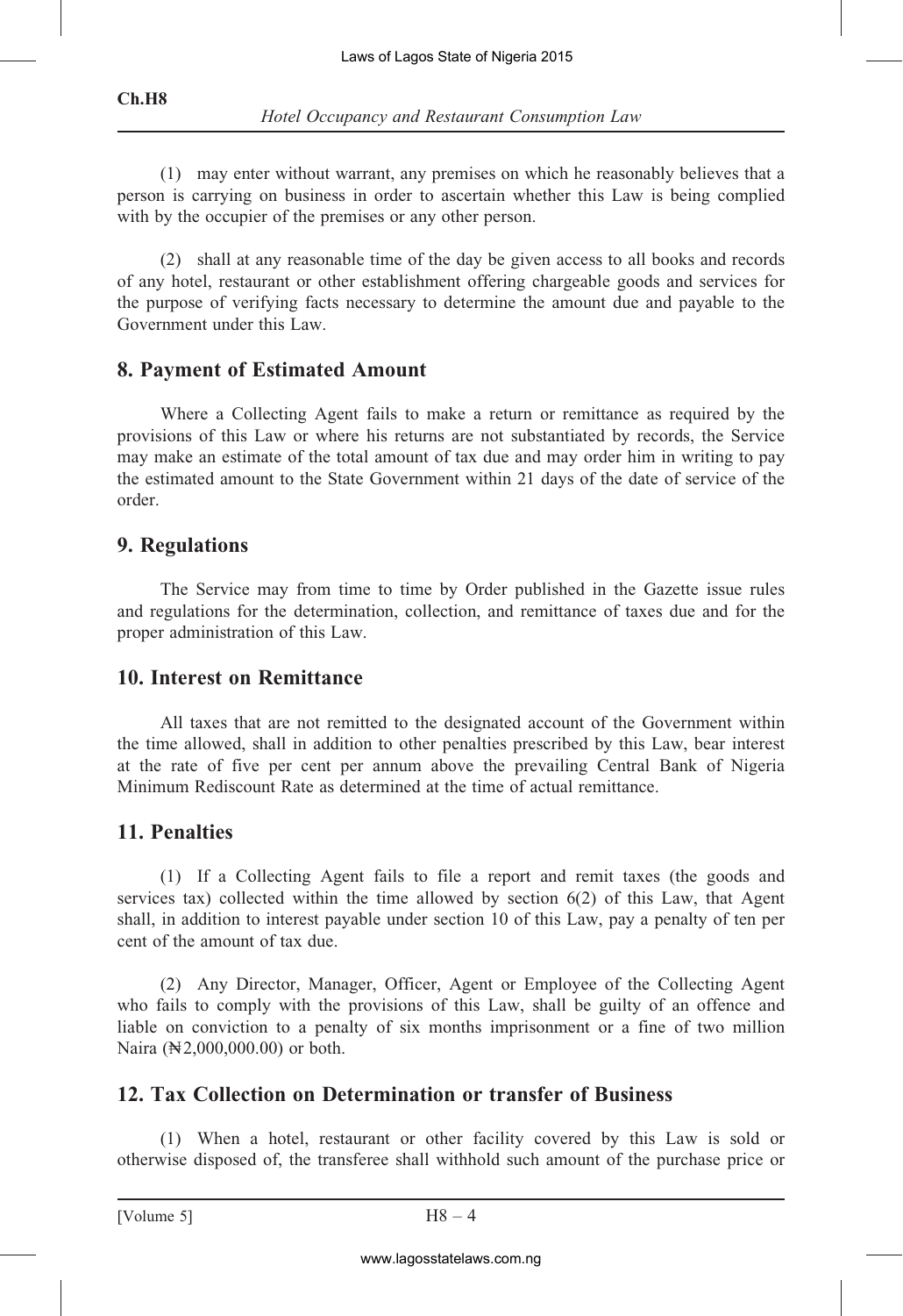(1) may enter without warrant, any premises on which he reasonably believes that a person is carrying on business in order to ascertain whether this Law is being complied with by the occupier of the premises or any other person.

(2) shall at any reasonable time of the day be given access to all books and records of any hotel, restaurant or other establishment offering chargeable goods and services for the purpose of verifying facts necessary to determine the amount due and payable to the Government under this Law.

## 8. Payment of Estimated Amount

Where a Collecting Agent fails to make a return or remittance as required by the provisions of this Law or where his returns are not substantiated by records, the Service may make an estimate of the total amount of tax due and may order him in writing to pay the estimated amount to the State Government within 21 days of the date of service of the order.

## 9. Regulations

The Service may from time to time by Order published in the Gazette issue rules and regulations for the determination, collection, and remittance of taxes due and for the proper administration of this Law.

## 10. Interest on Remittance

All taxes that are not remitted to the designated account of the Government within the time allowed, shall in addition to other penalties prescribed by this Law, bear interest at the rate of five per cent per annum above the prevailing Central Bank of Nigeria Minimum Rediscount Rate as determined at the time of actual remittance.

## 11. Penalties

(1) If a Collecting Agent fails to file a report and remit taxes (the goods and services tax) collected within the time allowed by section 6(2) of this Law, that Agent shall, in addition to interest payable under section 10 of this Law, pay a penalty of ten per cent of the amount of tax due.

(2) Any Director, Manager, Officer, Agent or Employee of the Collecting Agent who fails to comply with the provisions of this Law, shall be guilty of an offence and liable on conviction to a penalty of six months imprisonment or a fine of two million Naira (₦2,000,000.00) or both.

## 12. Tax Collection on Determination or transfer of Business

(1) When a hotel, restaurant or other facility covered by this Law is sold or otherwise disposed of, the transferee shall withhold such amount of the purchase price or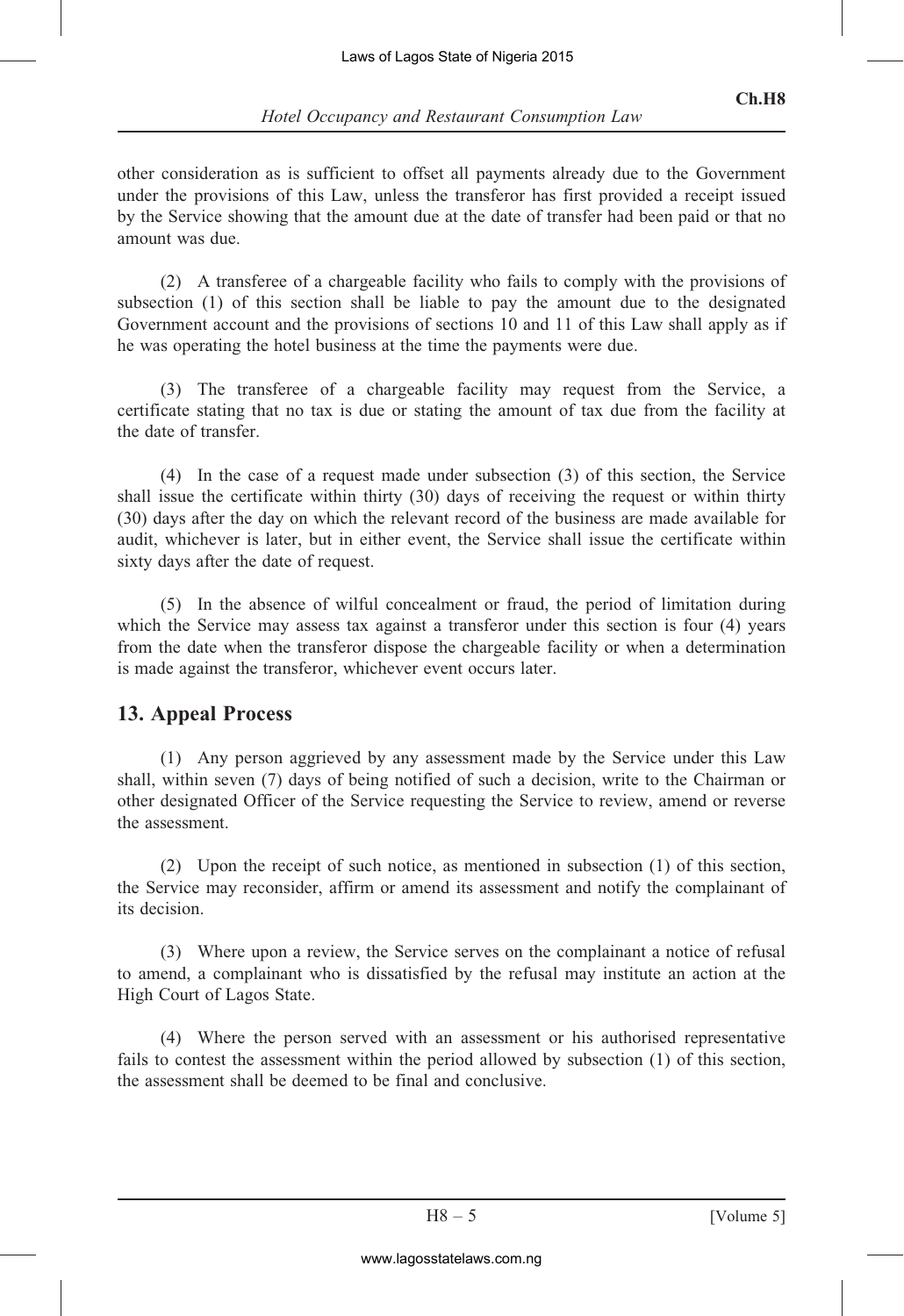other consideration as is sufficient to offset all payments already due to the Government under the provisions of this Law, unless the transferor has first provided a receipt issued by the Service showing that the amount due at the date of transfer had been paid or that no amount was due.

(2) A transferee of a chargeable facility who fails to comply with the provisions of subsection (1) of this section shall be liable to pay the amount due to the designated Government account and the provisions of sections 10 and 11 of this Law shall apply as if he was operating the hotel business at the time the payments were due.

(3) The transferee of a chargeable facility may request from the Service, a certificate stating that no tax is due or stating the amount of tax due from the facility at the date of transfer.

(4) In the case of a request made under subsection (3) of this section, the Service shall issue the certificate within thirty (30) days of receiving the request or within thirty (30) days after the day on which the relevant record of the business are made available for audit, whichever is later, but in either event, the Service shall issue the certificate within sixty days after the date of request.

(5) In the absence of wilful concealment or fraud, the period of limitation during which the Service may assess tax against a transferor under this section is four (4) years from the date when the transferor dispose the chargeable facility or when a determination is made against the transferor, whichever event occurs later.

## 13. Appeal Process

(1) Any person aggrieved by any assessment made by the Service under this Law shall, within seven (7) days of being notified of such a decision, write to the Chairman or other designated Officer of the Service requesting the Service to review, amend or reverse the assessment.

(2) Upon the receipt of such notice, as mentioned in subsection (1) of this section, the Service may reconsider, affirm or amend its assessment and notify the complainant of its decision.

(3) Where upon a review, the Service serves on the complainant a notice of refusal to amend, a complainant who is dissatisfied by the refusal may institute an action at the High Court of Lagos State.

(4) Where the person served with an assessment or his authorised representative fails to contest the assessment within the period allowed by subsection (1) of this section, the assessment shall be deemed to be final and conclusive.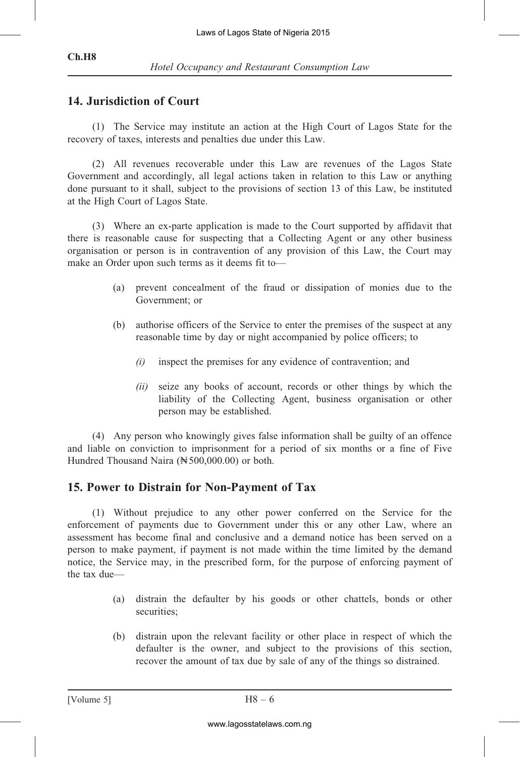## 14. Jurisdiction of Court

(1) The Service may institute an action at the High Court of Lagos State for the recovery of taxes, interests and penalties due under this Law.

(2) All revenues recoverable under this Law are revenues of the Lagos State Government and accordingly, all legal actions taken in relation to this Law or anything done pursuant to it shall, subject to the provisions of section 13 of this Law, be instituted at the High Court of Lagos State.

(3) Where an ex-parte application is made to the Court supported by affidavit that there is reasonable cause for suspecting that a Collecting Agent or any other business organisation or person is in contravention of any provision of this Law, the Court may make an Order upon such terms as it deems fit to—

- (a) prevent concealment of the fraud or dissipation of monies due to the Government; or
- (b) authorise officers of the Service to enter the premises of the suspect at any reasonable time by day or night accompanied by police officers; to
  - *(i)* inspect the premises for any evidence of contravention; and
  - *(ii)* seize any books of account, records or other things by which the liability of the Collecting Agent, business organisation or other person may be established.

(4) Any person who knowingly gives false information shall be guilty of an offence and liable on conviction to imprisonment for a period of six months or a fine of Five Hundred Thousand Naira (₦500,000.00) or both.

## 15. Power to Distrain for Non-Payment of Tax

(1) Without prejudice to any other power conferred on the Service for the enforcement of payments due to Government under this or any other Law, where an assessment has become final and conclusive and a demand notice has been served on a person to make payment, if payment is not made within the time limited by the demand notice, the Service may, in the prescribed form, for the purpose of enforcing payment of the tax due—

- (a) distrain the defaulter by his goods or other chattels, bonds or other securities;
- (b) distrain upon the relevant facility or other place in respect of which the defaulter is the owner, and subject to the provisions of this section, recover the amount of tax due by sale of any of the things so distrained.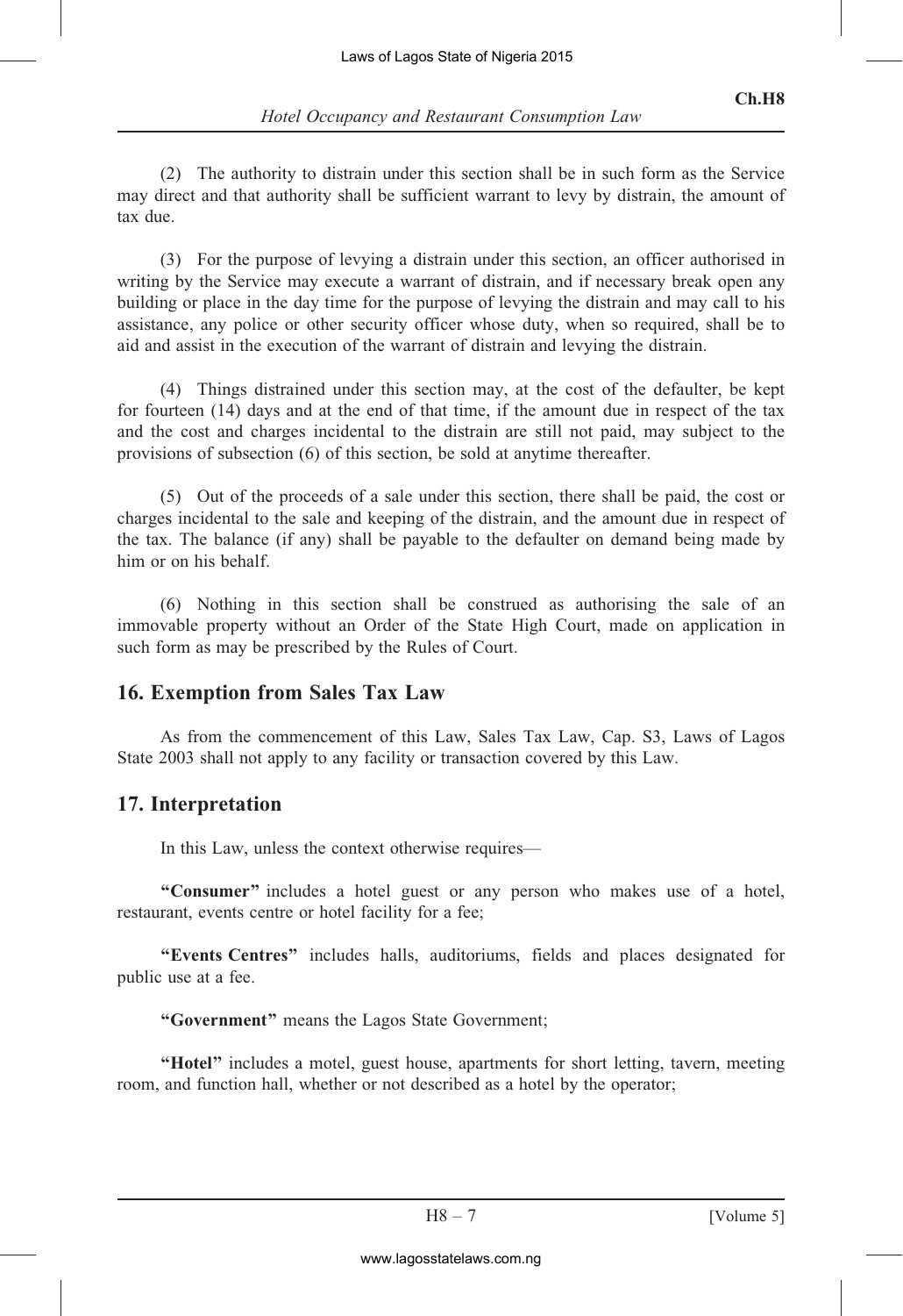(2) The authority to distrain under this section shall be in such form as the Service may direct and that authority shall be sufficient warrant to levy by distrain, the amount of tax due.

(3) For the purpose of levying a distrain under this section, an officer authorised in writing by the Service may execute a warrant of distrain, and if necessary break open any building or place in the day time for the purpose of levying the distrain and may call to his assistance, any police or other security officer whose duty, when so required, shall be to aid and assist in the execution of the warrant of distrain and levying the distrain.

(4) Things distrained under this section may, at the cost of the defaulter, be kept for fourteen (14) days and at the end of that time, if the amount due in respect of the tax and the cost and charges incidental to the distrain are still not paid, may subject to the provisions of subsection (6) of this section, be sold at anytime thereafter.

(5) Out of the proceeds of a sale under this section, there shall be paid, the cost or charges incidental to the sale and keeping of the distrain, and the amount due in respect of the tax. The balance (if any) shall be payable to the defaulter on demand being made by him or on his behalf.

(6) Nothing in this section shall be construed as authorising the sale of an immovable property without an Order of the State High Court, made on application in such form as may be prescribed by the Rules of Court.

## 16. Exemption from Sales Tax Law

As from the commencement of this Law, Sales Tax Law, Cap. S3, Laws of Lagos State 2003 shall not apply to any facility or transaction covered by this Law.

## 17. Interpretation

In this Law, unless the context otherwise requires—

**"Consumer"** includes a hotel guest or any person who makes use of a hotel, restaurant, events centre or hotel facility for a fee;

**"Events Centres"** includes halls, auditoriums, fields and places designated for public use at a fee.

**"Government"** means the Lagos State Government;

**"Hotel"** includes a motel, guest house, apartments for short letting, tavern, meeting room, and function hall, whether or not described as a hotel by the operator;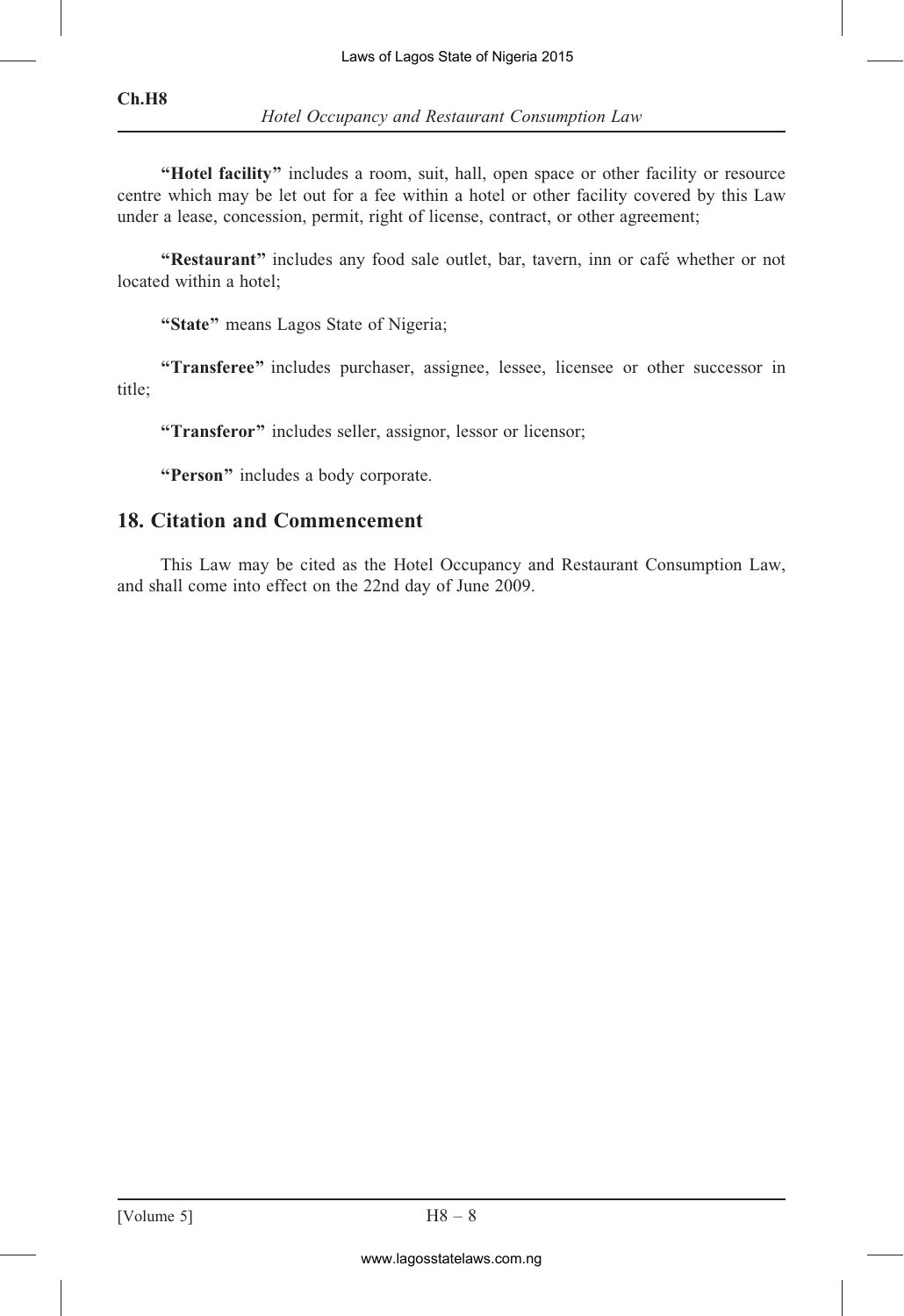**"Hotel facility"** includes a room, suit, hall, open space or other facility or resource centre which may be let out for a fee within a hotel or other facility covered by this Law under a lease, concession, permit, right of license, contract, or other agreement;

**"Restaurant"** includes any food sale outlet, bar, tavern, inn or café whether or not located within a hotel;

**"State"** means Lagos State of Nigeria;

**"Transferee"** includes purchaser, assignee, lessee, licensee or other successor in title;

**"Transferor"** includes seller, assignor, lessor or licensor;

**"Person"** includes a body corporate.

## 18. Citation and Commencement

This Law may be cited as the Hotel Occupancy and Restaurant Consumption Law, and shall come into effect on the 22nd day of June 2009.